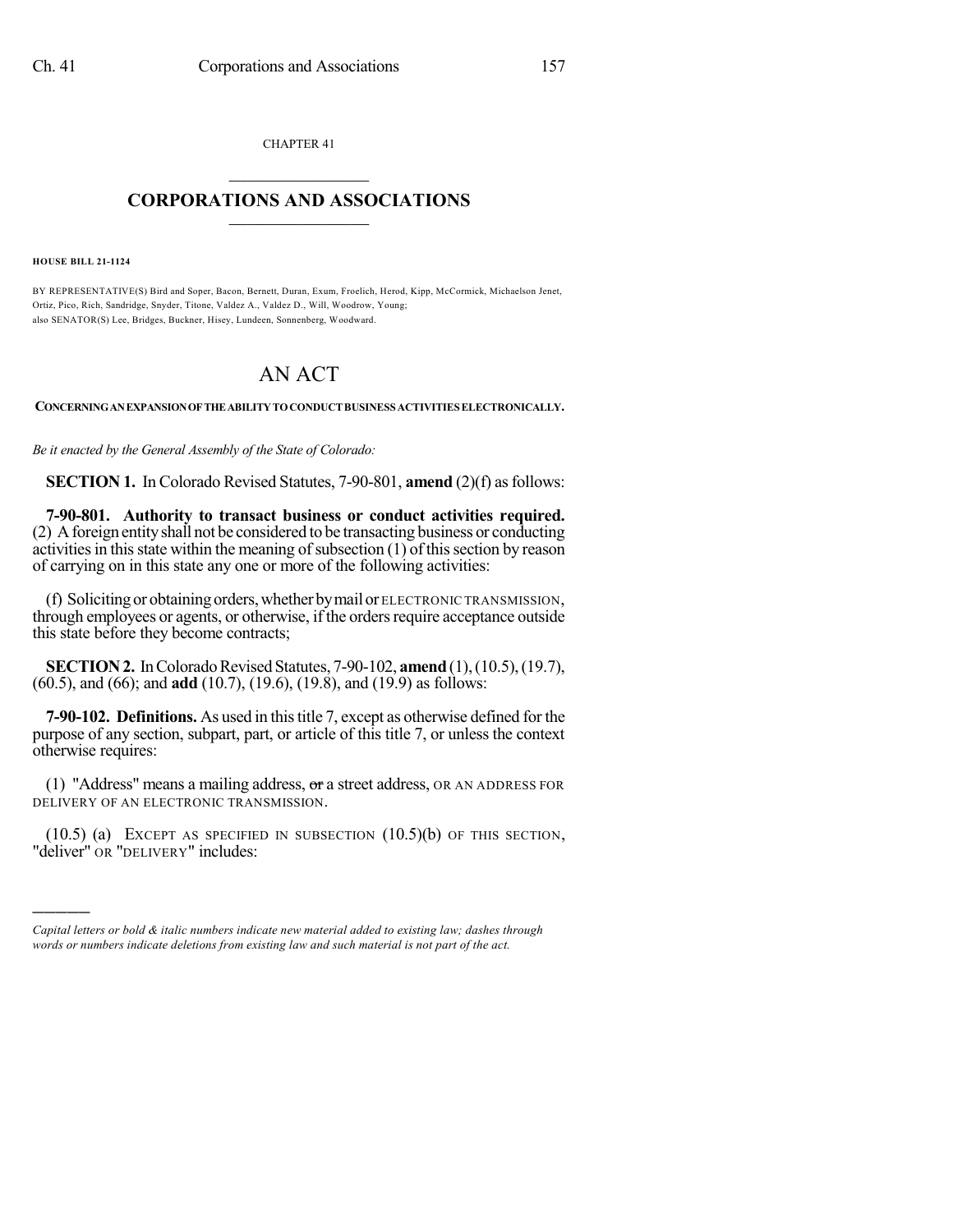CHAPTER 41

## CORPORATIONS AND ASSOCIATIONS

**HOUSE BILL 21-1124**

BY REPRESENTATIVE(S) Bird and Soper, Bacon, Bernett, Duran, Exum, Froelich, Herod, Kipp, McCormick, Michaelson Jenet, Ortiz, Pico, Rich, Sandridge, Snyder, Titone, Valdez A., Valdez D., Will, Woodrow, Young;
also SENATOR(S) Lee, Bridges, Buckner, Hisey, Lundeen, Sonnenberg, Woodward.

# AN ACT

**CONCERNING AN EXPANSION OF THE ABILITY TO CONDUCT BUSINESS ACTIVITIES ELECTRONICALLY.**

*Be it enacted by the General Assembly of the State of Colorado:*

**SECTION 1.** In Colorado Revised Statutes, 7-90-801, **amend** (2)(f) as follows:

**7-90-801. Authority to transact business or conduct activities required.** (2) A foreign entity shall not be considered to be transacting business or conducting activities in this state within the meaning of subsection (1) of this section by reason of carrying on in this state any one or more of the following activities:

(f) Soliciting or obtaining orders, whether by mail or ELECTRONIC TRANSMISSION, through employees or agents, or otherwise, if the orders require acceptance outside this state before they become contracts;

**SECTION 2.** In Colorado Revised Statutes, 7-90-102, **amend** (1), (10.5), (19.7), (60.5), and (66); and **add** (10.7), (19.6), (19.8), and (19.9) as follows:

**7-90-102. Definitions.** As used in this title 7, except as otherwise defined for the purpose of any section, subpart, part, or article of this title 7, or unless the context otherwise requires:

(1) "Address" means a mailing address, ~~or~~ a street address, OR AN ADDRESS FOR DELIVERY OF AN ELECTRONIC TRANSMISSION.

(10.5) (a) EXCEPT AS SPECIFIED IN SUBSECTION (10.5)(b) OF THIS SECTION, "deliver" OR "DELIVERY" includes:

---

*Capital letters or bold & italic numbers indicate new material added to existing law; dashes through words or numbers indicate deletions from existing law and such material is not part of the act.*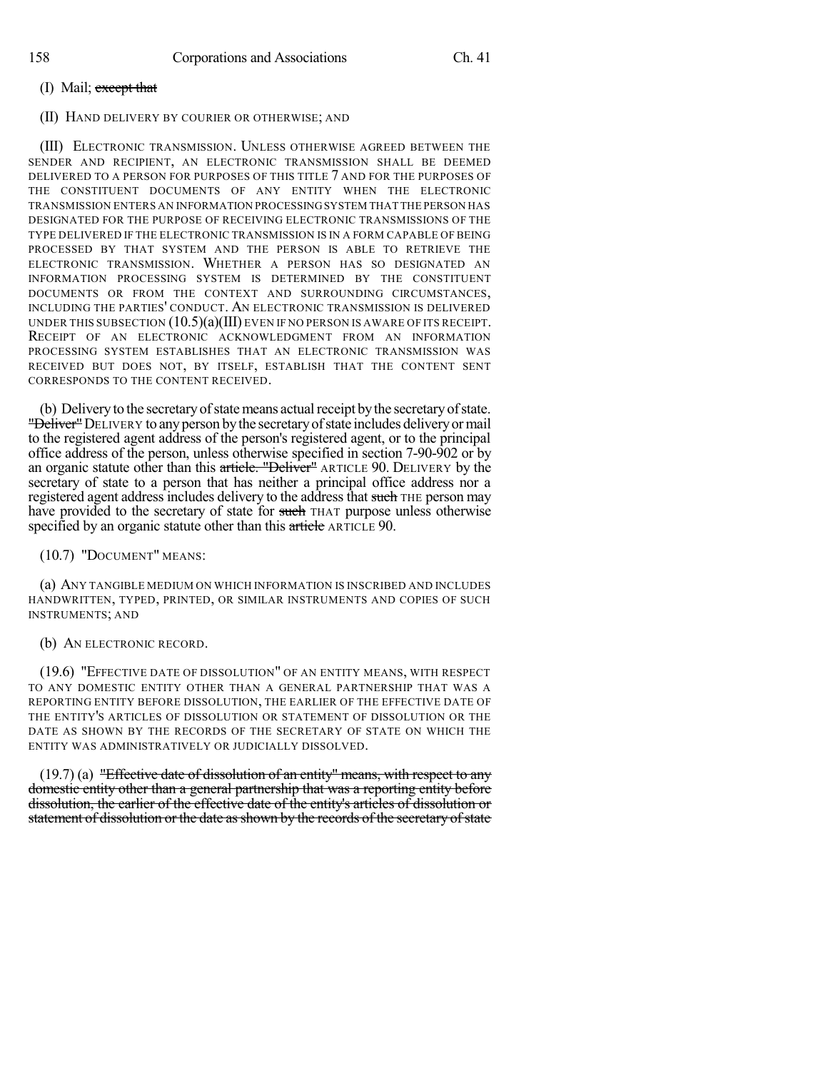(I) Mail; ~~except that~~

(II) HAND DELIVERY BY COURIER OR OTHERWISE; AND

(III) ELECTRONIC TRANSMISSION. UNLESS OTHERWISE AGREED BETWEEN THE SENDER AND RECIPIENT, AN ELECTRONIC TRANSMISSION SHALL BE DEEMED DELIVERED TO A PERSON FOR PURPOSES OF THIS TITLE 7 AND FOR THE PURPOSES OF THE CONSTITUENT DOCUMENTS OF ANY ENTITY WHEN THE ELECTRONIC TRANSMISSION ENTERS AN INFORMATION PROCESSING SYSTEM THAT THE PERSON HAS DESIGNATED FOR THE PURPOSE OF RECEIVING ELECTRONIC TRANSMISSIONS OF THE TYPE DELIVERED IF THE ELECTRONIC TRANSMISSION IS IN A FORM CAPABLE OF BEING PROCESSED BY THAT SYSTEM AND THE PERSON IS ABLE TO RETRIEVE THE ELECTRONIC TRANSMISSION. WHETHER A PERSON HAS SO DESIGNATED AN INFORMATION PROCESSING SYSTEM IS DETERMINED BY THE CONSTITUENT DOCUMENTS OR FROM THE CONTEXT AND SURROUNDING CIRCUMSTANCES, INCLUDING THE PARTIES' CONDUCT. AN ELECTRONIC TRANSMISSION IS DELIVERED UNDER THIS SUBSECTION (10.5)(a)(III) EVEN IF NO PERSON IS AWARE OF ITS RECEIPT. RECEIPT OF AN ELECTRONIC ACKNOWLEDGMENT FROM AN INFORMATION PROCESSING SYSTEM ESTABLISHES THAT AN ELECTRONIC TRANSMISSION WAS RECEIVED BUT DOES NOT, BY ITSELF, ESTABLISH THAT THE CONTENT SENT CORRESPONDS TO THE CONTENT RECEIVED.

(b) Delivery to the secretary of state means actual receipt by the secretary of state. ~~"Deliver"~~ DELIVERY to any person by the secretary of state includes delivery or mail to the registered agent address of the person's registered agent, or to the principal office address of the person, unless otherwise specified in section 7-90-902 or by an organic statute other than this ~~article. "Deliver"~~ ARTICLE 90. DELIVERY by the secretary of state to a person that has neither a principal office address nor a registered agent address includes delivery to the address that ~~such~~ THE person may have provided to the secretary of state for ~~such~~ THAT purpose unless otherwise specified by an organic statute other than this ~~article~~ ARTICLE 90.

(10.7) "DOCUMENT" MEANS:

(a) ANY TANGIBLE MEDIUM ON WHICH INFORMATION IS INSCRIBED AND INCLUDES HANDWRITTEN, TYPED, PRINTED, OR SIMILAR INSTRUMENTS AND COPIES OF SUCH INSTRUMENTS; AND

(b) AN ELECTRONIC RECORD.

(19.6) "EFFECTIVE DATE OF DISSOLUTION" OF AN ENTITY MEANS, WITH RESPECT TO ANY DOMESTIC ENTITY OTHER THAN A GENERAL PARTNERSHIP THAT WAS A REPORTING ENTITY BEFORE DISSOLUTION, THE EARLIER OF THE EFFECTIVE DATE OF THE ENTITY'S ARTICLES OF DISSOLUTION OR STATEMENT OF DISSOLUTION OR THE DATE AS SHOWN BY THE RECORDS OF THE SECRETARY OF STATE ON WHICH THE ENTITY WAS ADMINISTRATIVELY OR JUDICIALLY DISSOLVED.

(19.7) (a) ~~"Effective date of dissolution of an entity" means, with respect to any domestic entity other than a general partnership that was a reporting entity before dissolution, the earlier of the effective date of the entity's articles of dissolution or statement of dissolution or the date as shown by the records of the secretary of state~~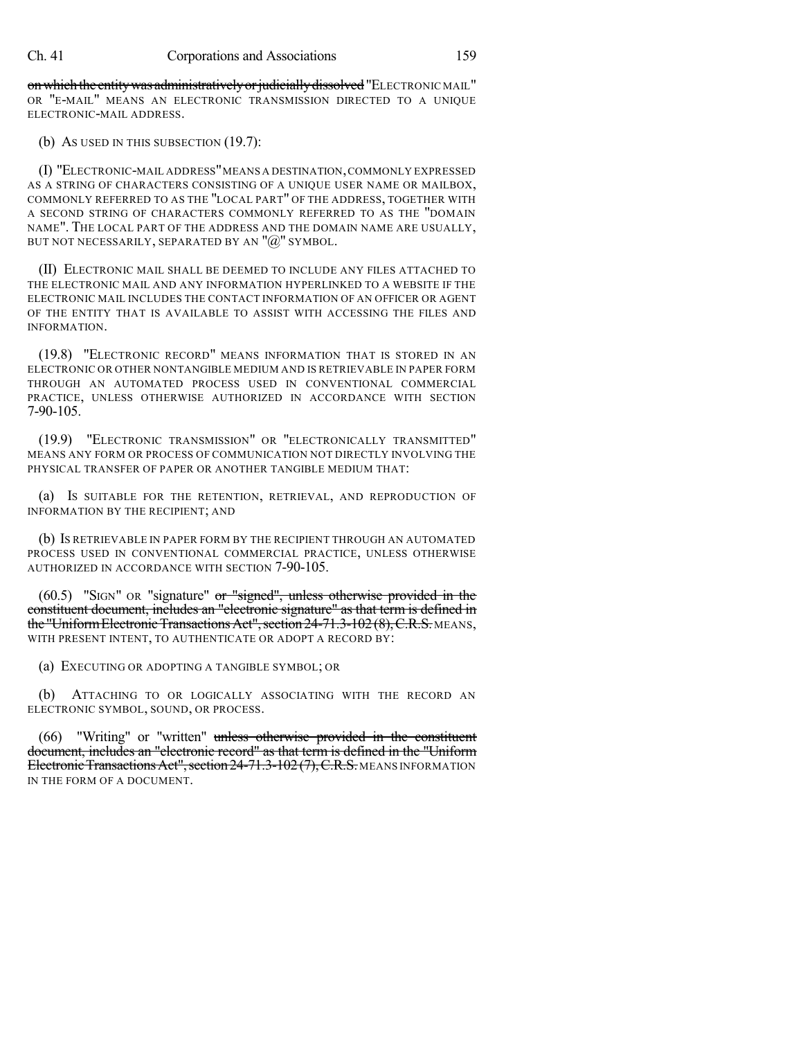~~on which the entity was administratively or judicially dissolved~~ "ELECTRONIC MAIL" OR "E-MAIL" MEANS AN ELECTRONIC TRANSMISSION DIRECTED TO A UNIQUE ELECTRONIC-MAIL ADDRESS.

(b) AS USED IN THIS SUBSECTION (19.7):

(I) "ELECTRONIC-MAIL ADDRESS" MEANS A DESTINATION, COMMONLY EXPRESSED AS A STRING OF CHARACTERS CONSISTING OF A UNIQUE USER NAME OR MAILBOX, COMMONLY REFERRED TO AS THE "LOCAL PART" OF THE ADDRESS, TOGETHER WITH A SECOND STRING OF CHARACTERS COMMONLY REFERRED TO AS THE "DOMAIN NAME". THE LOCAL PART OF THE ADDRESS AND THE DOMAIN NAME ARE USUALLY, BUT NOT NECESSARILY, SEPARATED BY AN "@" SYMBOL.

(II) ELECTRONIC MAIL SHALL BE DEEMED TO INCLUDE ANY FILES ATTACHED TO THE ELECTRONIC MAIL AND ANY INFORMATION HYPERLINKED TO A WEBSITE IF THE ELECTRONIC MAIL INCLUDES THE CONTACT INFORMATION OF AN OFFICER OR AGENT OF THE ENTITY THAT IS AVAILABLE TO ASSIST WITH ACCESSING THE FILES AND INFORMATION.

(19.8) "ELECTRONIC RECORD" MEANS INFORMATION THAT IS STORED IN AN ELECTRONIC OR OTHER NONTANGIBLE MEDIUM AND IS RETRIEVABLE IN PAPER FORM THROUGH AN AUTOMATED PROCESS USED IN CONVENTIONAL COMMERCIAL PRACTICE, UNLESS OTHERWISE AUTHORIZED IN ACCORDANCE WITH SECTION 7-90-105.

(19.9) "ELECTRONIC TRANSMISSION" OR "ELECTRONICALLY TRANSMITTED" MEANS ANY FORM OR PROCESS OF COMMUNICATION NOT DIRECTLY INVOLVING THE PHYSICAL TRANSFER OF PAPER OR ANOTHER TANGIBLE MEDIUM THAT:

(a) IS SUITABLE FOR THE RETENTION, RETRIEVAL, AND REPRODUCTION OF INFORMATION BY THE RECIPIENT; AND

(b) IS RETRIEVABLE IN PAPER FORM BY THE RECIPIENT THROUGH AN AUTOMATED PROCESS USED IN CONVENTIONAL COMMERCIAL PRACTICE, UNLESS OTHERWISE AUTHORIZED IN ACCORDANCE WITH SECTION 7-90-105.

(60.5) "SIGN" OR "signature" ~~or "signed", unless otherwise provided in the constituent document, includes an "electronic signature" as that term is defined in the "Uniform Electronic Transactions Act", section 24-71.3-102 (8), C.R.S.~~ MEANS, WITH PRESENT INTENT, TO AUTHENTICATE OR ADOPT A RECORD BY:

(a) EXECUTING OR ADOPTING A TANGIBLE SYMBOL; OR

(b) ATTACHING TO OR LOGICALLY ASSOCIATING WITH THE RECORD AN ELECTRONIC SYMBOL, SOUND, OR PROCESS.

(66) "Writing" or "written" ~~unless otherwise provided in the constituent document, includes an "electronic record" as that term is defined in the "Uniform Electronic Transactions Act", section 24-71.3-102 (7), C.R.S.~~ MEANS INFORMATION IN THE FORM OF A DOCUMENT.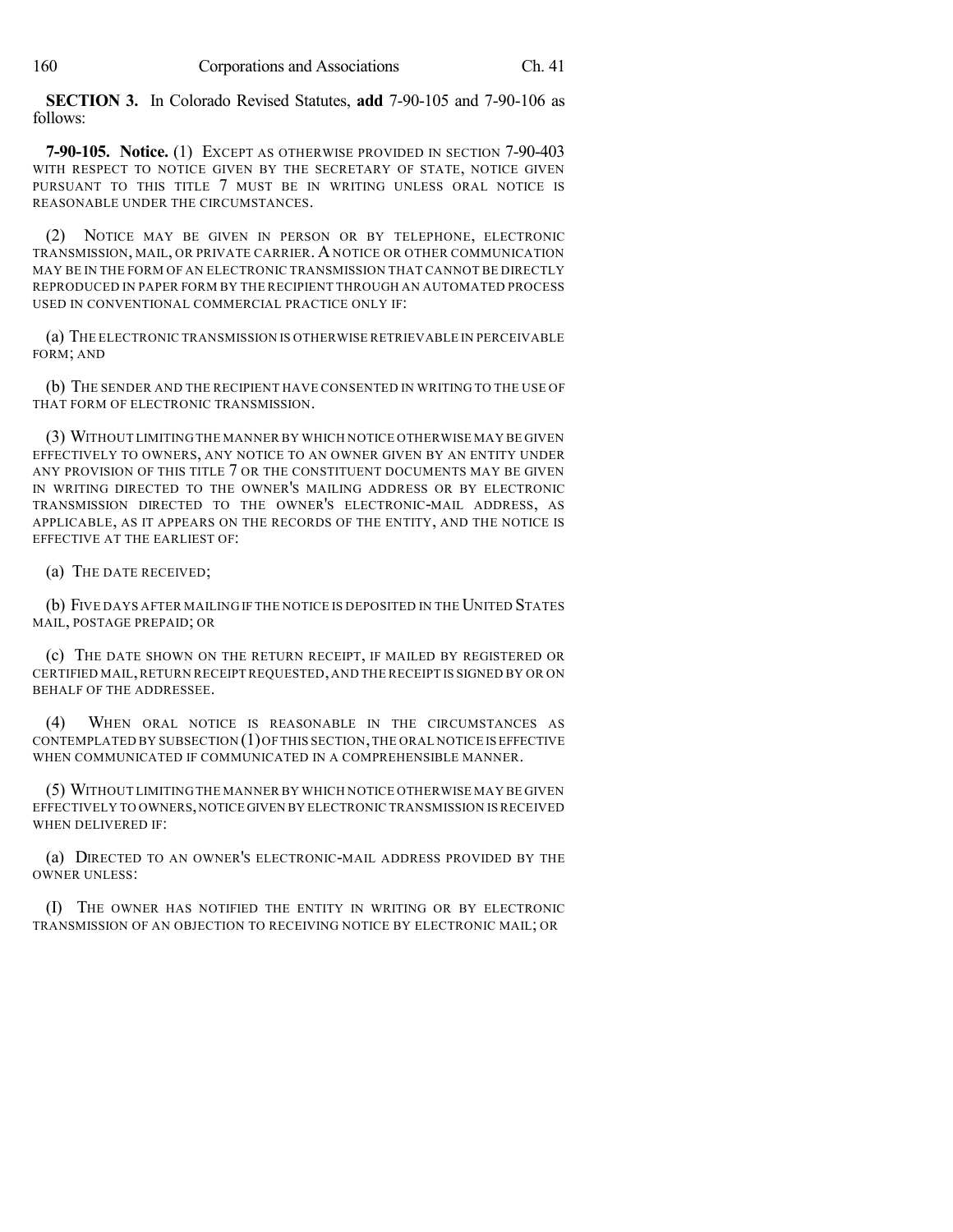**SECTION 3.** In Colorado Revised Statutes, **add** 7-90-105 and 7-90-106 as follows:

**7-90-105. Notice.** (1) EXCEPT AS OTHERWISE PROVIDED IN SECTION 7-90-403 WITH RESPECT TO NOTICE GIVEN BY THE SECRETARY OF STATE, NOTICE GIVEN PURSUANT TO THIS TITLE 7 MUST BE IN WRITING UNLESS ORAL NOTICE IS REASONABLE UNDER THE CIRCUMSTANCES.

(2) NOTICE MAY BE GIVEN IN PERSON OR BY TELEPHONE, ELECTRONIC TRANSMISSION, MAIL, OR PRIVATE CARRIER. A NOTICE OR OTHER COMMUNICATION MAY BE IN THE FORM OF AN ELECTRONIC TRANSMISSION THAT CANNOT BE DIRECTLY REPRODUCED IN PAPER FORM BY THE RECIPIENT THROUGH AN AUTOMATED PROCESS USED IN CONVENTIONAL COMMERCIAL PRACTICE ONLY IF:

(a) THE ELECTRONIC TRANSMISSION IS OTHERWISE RETRIEVABLE IN PERCEIVABLE FORM; AND

(b) THE SENDER AND THE RECIPIENT HAVE CONSENTED IN WRITING TO THE USE OF THAT FORM OF ELECTRONIC TRANSMISSION.

(3) WITHOUT LIMITING THE MANNER BY WHICH NOTICE OTHERWISE MAY BE GIVEN EFFECTIVELY TO OWNERS, ANY NOTICE TO AN OWNER GIVEN BY AN ENTITY UNDER ANY PROVISION OF THIS TITLE 7 OR THE CONSTITUENT DOCUMENTS MAY BE GIVEN IN WRITING DIRECTED TO THE OWNER'S MAILING ADDRESS OR BY ELECTRONIC TRANSMISSION DIRECTED TO THE OWNER'S ELECTRONIC-MAIL ADDRESS, AS APPLICABLE, AS IT APPEARS ON THE RECORDS OF THE ENTITY, AND THE NOTICE IS EFFECTIVE AT THE EARLIEST OF:

(a) THE DATE RECEIVED;

(b) FIVE DAYS AFTER MAILING IF THE NOTICE IS DEPOSITED IN THE UNITED STATES MAIL, POSTAGE PREPAID; OR

(c) THE DATE SHOWN ON THE RETURN RECEIPT, IF MAILED BY REGISTERED OR CERTIFIED MAIL, RETURN RECEIPT REQUESTED, AND THE RECEIPT IS SIGNED BY OR ON BEHALF OF THE ADDRESSEE.

(4) WHEN ORAL NOTICE IS REASONABLE IN THE CIRCUMSTANCES AS CONTEMPLATED BY SUBSECTION (1) OF THIS SECTION, THE ORAL NOTICE IS EFFECTIVE WHEN COMMUNICATED IF COMMUNICATED IN A COMPREHENSIBLE MANNER.

(5) WITHOUT LIMITING THE MANNER BY WHICH NOTICE OTHERWISE MAY BE GIVEN EFFECTIVELY TO OWNERS, NOTICE GIVEN BY ELECTRONIC TRANSMISSION IS RECEIVED WHEN DELIVERED IF:

(a) DIRECTED TO AN OWNER'S ELECTRONIC-MAIL ADDRESS PROVIDED BY THE OWNER UNLESS:

(I) THE OWNER HAS NOTIFIED THE ENTITY IN WRITING OR BY ELECTRONIC TRANSMISSION OF AN OBJECTION TO RECEIVING NOTICE BY ELECTRONIC MAIL; OR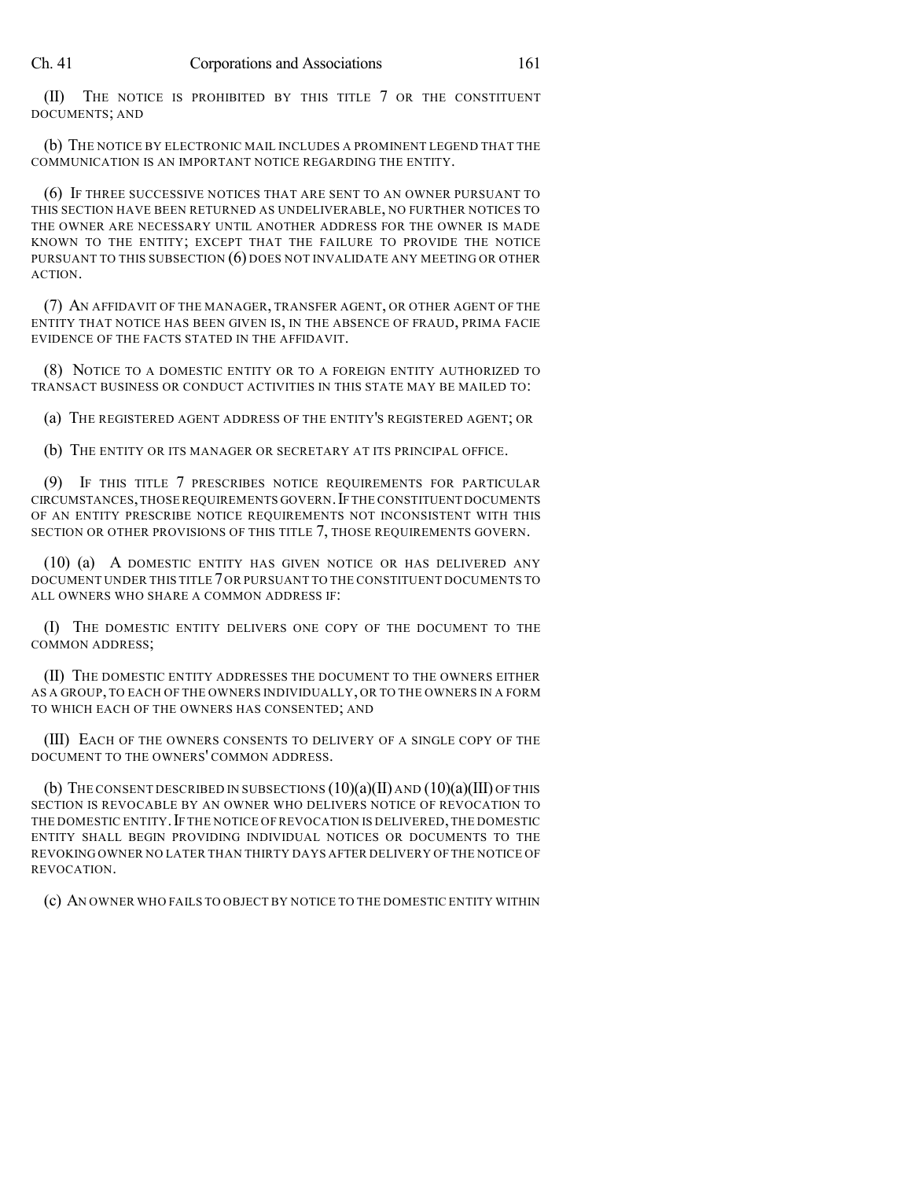(II) THE NOTICE IS PROHIBITED BY THIS TITLE 7 OR THE CONSTITUENT DOCUMENTS; AND

(b) THE NOTICE BY ELECTRONIC MAIL INCLUDES A PROMINENT LEGEND THAT THE COMMUNICATION IS AN IMPORTANT NOTICE REGARDING THE ENTITY.

(6) IF THREE SUCCESSIVE NOTICES THAT ARE SENT TO AN OWNER PURSUANT TO THIS SECTION HAVE BEEN RETURNED AS UNDELIVERABLE, NO FURTHER NOTICES TO THE OWNER ARE NECESSARY UNTIL ANOTHER ADDRESS FOR THE OWNER IS MADE KNOWN TO THE ENTITY; EXCEPT THAT THE FAILURE TO PROVIDE THE NOTICE PURSUANT TO THIS SUBSECTION (6) DOES NOT INVALIDATE ANY MEETING OR OTHER ACTION.

(7) AN AFFIDAVIT OF THE MANAGER, TRANSFER AGENT, OR OTHER AGENT OF THE ENTITY THAT NOTICE HAS BEEN GIVEN IS, IN THE ABSENCE OF FRAUD, PRIMA FACIE EVIDENCE OF THE FACTS STATED IN THE AFFIDAVIT.

(8) NOTICE TO A DOMESTIC ENTITY OR TO A FOREIGN ENTITY AUTHORIZED TO TRANSACT BUSINESS OR CONDUCT ACTIVITIES IN THIS STATE MAY BE MAILED TO:

(a) THE REGISTERED AGENT ADDRESS OF THE ENTITY'S REGISTERED AGENT; OR

(b) THE ENTITY OR ITS MANAGER OR SECRETARY AT ITS PRINCIPAL OFFICE.

(9) IF THIS TITLE 7 PRESCRIBES NOTICE REQUIREMENTS FOR PARTICULAR CIRCUMSTANCES, THOSE REQUIREMENTS GOVERN. IF THE CONSTITUENT DOCUMENTS OF AN ENTITY PRESCRIBE NOTICE REQUIREMENTS NOT INCONSISTENT WITH THIS SECTION OR OTHER PROVISIONS OF THIS TITLE 7, THOSE REQUIREMENTS GOVERN.

(10) (a) A DOMESTIC ENTITY HAS GIVEN NOTICE OR HAS DELIVERED ANY DOCUMENT UNDER THIS TITLE 7 OR PURSUANT TO THE CONSTITUENT DOCUMENTS TO ALL OWNERS WHO SHARE A COMMON ADDRESS IF:

(I) THE DOMESTIC ENTITY DELIVERS ONE COPY OF THE DOCUMENT TO THE COMMON ADDRESS;

(II) THE DOMESTIC ENTITY ADDRESSES THE DOCUMENT TO THE OWNERS EITHER AS A GROUP, TO EACH OF THE OWNERS INDIVIDUALLY, OR TO THE OWNERS IN A FORM TO WHICH EACH OF THE OWNERS HAS CONSENTED; AND

(III) EACH OF THE OWNERS CONSENTS TO DELIVERY OF A SINGLE COPY OF THE DOCUMENT TO THE OWNERS' COMMON ADDRESS.

(b) THE CONSENT DESCRIBED IN SUBSECTIONS (10)(a)(II) AND (10)(a)(III) OF THIS SECTION IS REVOCABLE BY AN OWNER WHO DELIVERS NOTICE OF REVOCATION TO THE DOMESTIC ENTITY. IF THE NOTICE OF REVOCATION IS DELIVERED, THE DOMESTIC ENTITY SHALL BEGIN PROVIDING INDIVIDUAL NOTICES OR DOCUMENTS TO THE REVOKING OWNER NO LATER THAN THIRTY DAYS AFTER DELIVERY OF THE NOTICE OF REVOCATION.

(c) AN OWNER WHO FAILS TO OBJECT BY NOTICE TO THE DOMESTIC ENTITY WITHIN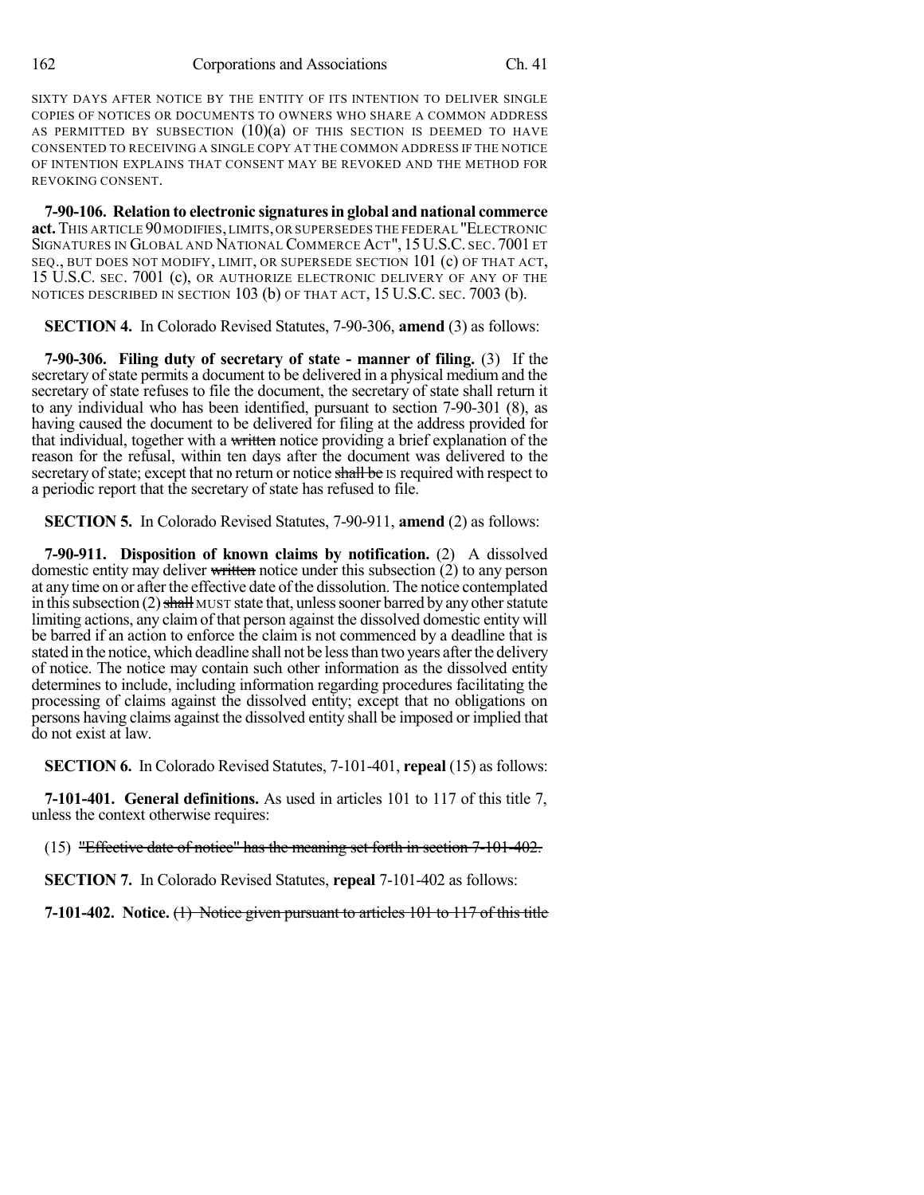SIXTY DAYS AFTER NOTICE BY THE ENTITY OF ITS INTENTION TO DELIVER SINGLE COPIES OF NOTICES OR DOCUMENTS TO OWNERS WHO SHARE A COMMON ADDRESS AS PERMITTED BY SUBSECTION (10)(a) OF THIS SECTION IS DEEMED TO HAVE CONSENTED TO RECEIVING A SINGLE COPY AT THE COMMON ADDRESS IF THE NOTICE OF INTENTION EXPLAINS THAT CONSENT MAY BE REVOKED AND THE METHOD FOR REVOKING CONSENT.

**7-90-106. Relation to electronic signatures in global and national commerce act.** THIS ARTICLE 90 MODIFIES, LIMITS, OR SUPERSEDES THE FEDERAL "ELECTRONIC SIGNATURES IN GLOBAL AND NATIONAL COMMERCE ACT", 15 U.S.C. SEC. 7001 ET SEQ., BUT DOES NOT MODIFY, LIMIT, OR SUPERSEDE SECTION 101 (c) OF THAT ACT, 15 U.S.C. SEC. 7001 (c), OR AUTHORIZE ELECTRONIC DELIVERY OF ANY OF THE NOTICES DESCRIBED IN SECTION 103 (b) OF THAT ACT, 15 U.S.C. SEC. 7003 (b).

**SECTION 4.** In Colorado Revised Statutes, 7-90-306, **amend** (3) as follows:

**7-90-306. Filing duty of secretary of state - manner of filing.** (3) If the secretary of state permits a document to be delivered in a physical medium and the secretary of state refuses to file the document, the secretary of state shall return it to any individual who has been identified, pursuant to section 7-90-301 (8), as having caused the document to be delivered for filing at the address provided for that individual, together with a ~~written~~ notice providing a brief explanation of the reason for the refusal, within ten days after the document was delivered to the secretary of state; except that no return or notice ~~shall be~~ IS required with respect to a periodic report that the secretary of state has refused to file.

**SECTION 5.** In Colorado Revised Statutes, 7-90-911, **amend** (2) as follows:

**7-90-911. Disposition of known claims by notification.** (2) A dissolved domestic entity may deliver ~~written~~ notice under this subsection (2) to any person at any time on or after the effective date of the dissolution. The notice contemplated in this subsection (2) ~~shall~~ MUST state that, unless sooner barred by any other statute limiting actions, any claim of that person against the dissolved domestic entity will be barred if an action to enforce the claim is not commenced by a deadline that is stated in the notice, which deadline shall not be less than two years after the delivery of notice. The notice may contain such other information as the dissolved entity determines to include, including information regarding procedures facilitating the processing of claims against the dissolved entity; except that no obligations on persons having claims against the dissolved entity shall be imposed or implied that do not exist at law.

**SECTION 6.** In Colorado Revised Statutes, 7-101-401, **repeal** (15) as follows:

**7-101-401. General definitions.** As used in articles 101 to 117 of this title 7, unless the context otherwise requires:

(15) ~~"Effective date of notice" has the meaning set forth in section 7-101-402.~~

**SECTION 7.** In Colorado Revised Statutes, **repeal** 7-101-402 as follows:

**7-101-402. Notice.** ~~(1) Notice given pursuant to articles 101 to 117 of this title~~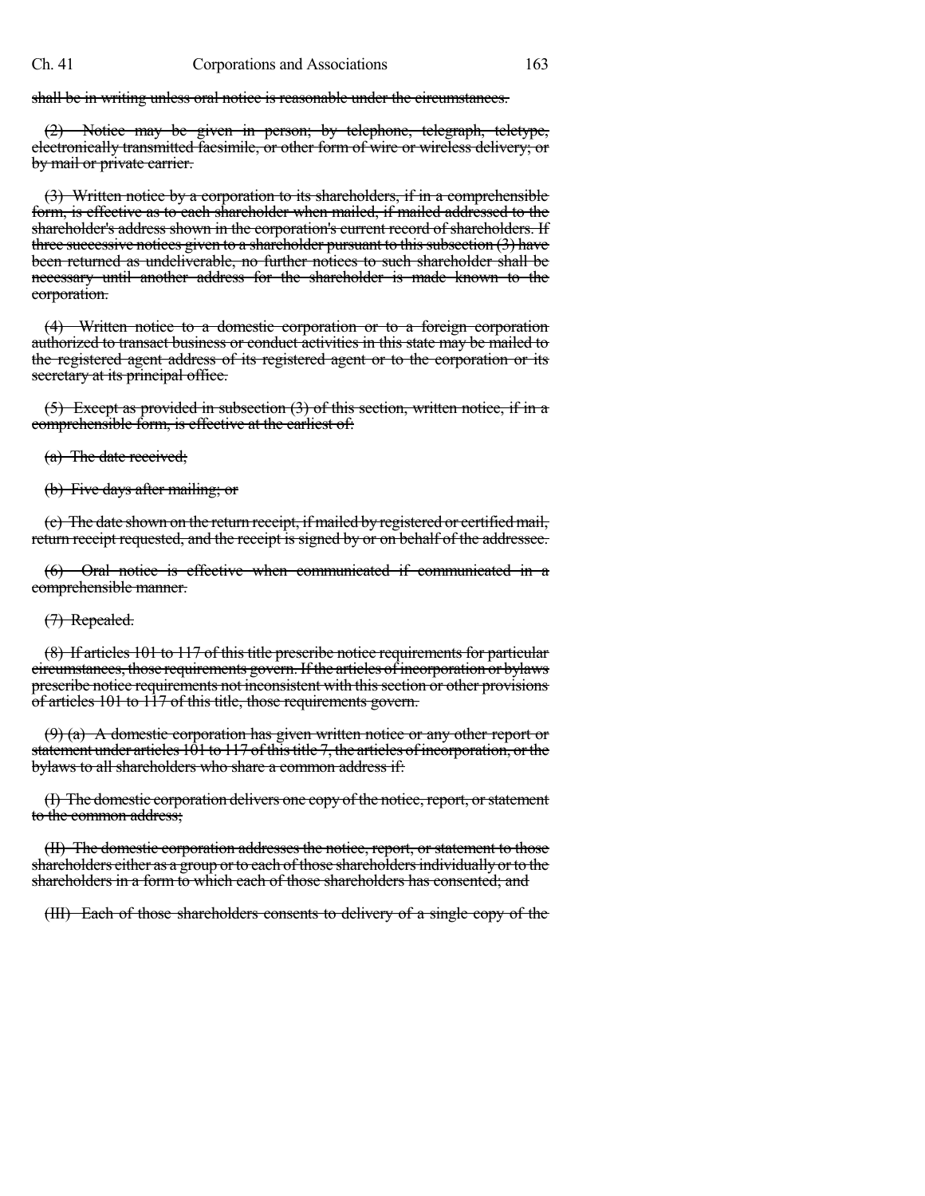~~shall be in writing unless oral notice is reasonable under the circumstances.~~

~~(2) Notice may be given in person; by telephone, telegraph, teletype, electronically transmitted facsimile, or other form of wire or wireless delivery; or by mail or private carrier.~~

~~(3) Written notice by a corporation to its shareholders, if in a comprehensible form, is effective as to each shareholder when mailed, if mailed addressed to the shareholder's address shown in the corporation's current record of shareholders. If three successive notices given to a shareholder pursuant to this subsection (3) have been returned as undeliverable, no further notices to such shareholder shall be necessary until another address for the shareholder is made known to the corporation.~~

~~(4) Written notice to a domestic corporation or to a foreign corporation authorized to transact business or conduct activities in this state may be mailed to the registered agent address of its registered agent or to the corporation or its secretary at its principal office.~~

~~(5) Except as provided in subsection (3) of this section, written notice, if in a comprehensible form, is effective at the earliest of:~~

~~(a) The date received;~~

~~(b) Five days after mailing; or~~

~~(c) The date shown on the return receipt, if mailed by registered or certified mail, return receipt requested, and the receipt is signed by or on behalf of the addressee.~~

~~(6) Oral notice is effective when communicated if communicated in a comprehensible manner.~~

~~(7) Repealed.~~

~~(8) If articles 101 to 117 of this title prescribe notice requirements for particular circumstances, those requirements govern. If the articles of incorporation or bylaws prescribe notice requirements not inconsistent with this section or other provisions of articles 101 to 117 of this title, those requirements govern.~~

~~(9) (a) A domestic corporation has given written notice or any other report or statement under articles 101 to 117 of this title 7, the articles of incorporation, or the bylaws to all shareholders who share a common address if:~~

~~(I) The domestic corporation delivers one copy of the notice, report, or statement to the common address;~~

~~(II) The domestic corporation addresses the notice, report, or statement to those shareholders either as a group or to each of those shareholders individually or to the shareholders in a form to which each of those shareholders has consented; and~~

~~(III) Each of those shareholders consents to delivery of a single copy of the~~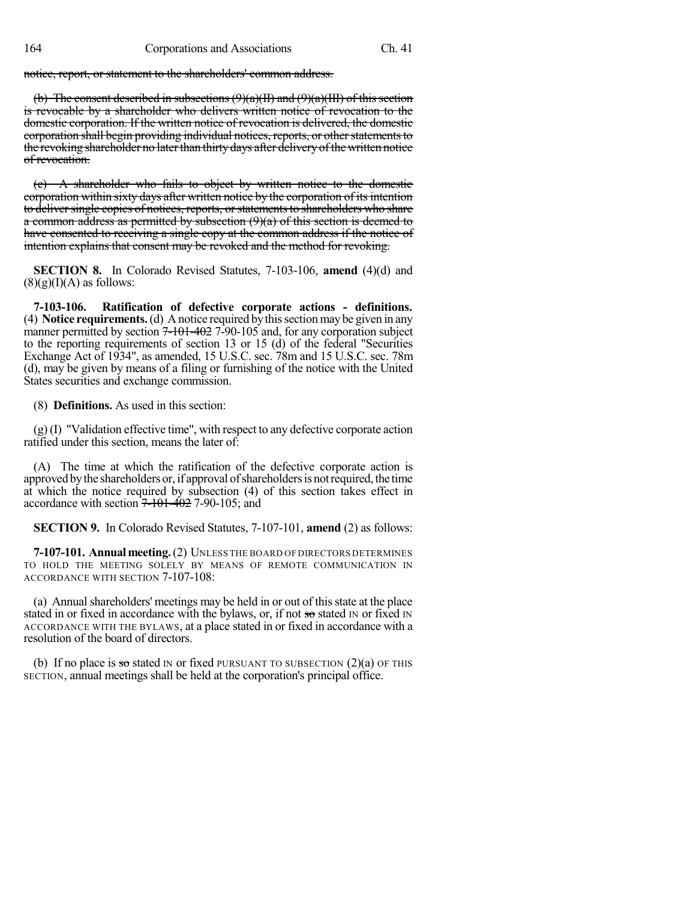~~notice, report, or statement to the shareholders' common address.~~

~~(b) The consent described in subsections (9)(a)(II) and (9)(a)(III) of this section is revocable by a shareholder who delivers written notice of revocation to the domestic corporation. If the written notice of revocation is delivered, the domestic corporation shall begin providing individual notices, reports, or other statements to the revoking shareholder no later than thirty days after delivery of the written notice of revocation.~~

~~(c) A shareholder who fails to object by written notice to the domestic corporation within sixty days after written notice by the corporation of its intention to deliver single copies of notices, reports, or statements to shareholders who share a common address as permitted by subsection (9)(a) of this section is deemed to have consented to receiving a single copy at the common address if the notice of intention explains that consent may be revoked and the method for revoking.~~

**SECTION 8.** In Colorado Revised Statutes, 7-103-106, **amend** (4)(d) and (8)(g)(I)(A) as follows:

**7-103-106. Ratification of defective corporate actions - definitions.** (4) **Notice requirements.** (d) A notice required by this section may be given in any manner permitted by section ~~7-101-402~~ 7-90-105 and, for any corporation subject to the reporting requirements of section 13 or 15 (d) of the federal "Securities Exchange Act of 1934", as amended, 15 U.S.C. sec. 78m and 15 U.S.C. sec. 78m (d), may be given by means of a filing or furnishing of the notice with the United States securities and exchange commission.

(8) **Definitions.** As used in this section:

(g) (I) "Validation effective time", with respect to any defective corporate action ratified under this section, means the later of:

(A) The time at which the ratification of the defective corporate action is approved by the shareholders or, if approval of shareholders is not required, the time at which the notice required by subsection (4) of this section takes effect in accordance with section ~~7-101-402~~ 7-90-105; and

**SECTION 9.** In Colorado Revised Statutes, 7-107-101, **amend** (2) as follows:

**7-107-101. Annual meeting.** (2) UNLESS THE BOARD OF DIRECTORS DETERMINES TO HOLD THE MEETING SOLELY BY MEANS OF REMOTE COMMUNICATION IN ACCORDANCE WITH SECTION 7-107-108:

(a) Annual shareholders' meetings may be held in or out of this state at the place stated in or fixed in accordance with the bylaws, or, if not ~~so~~ stated IN or fixed IN ACCORDANCE WITH THE BYLAWS, at a place stated in or fixed in accordance with a resolution of the board of directors.

(b) If no place is ~~so~~ stated IN or fixed PURSUANT TO SUBSECTION (2)(a) OF THIS SECTION, annual meetings shall be held at the corporation's principal office.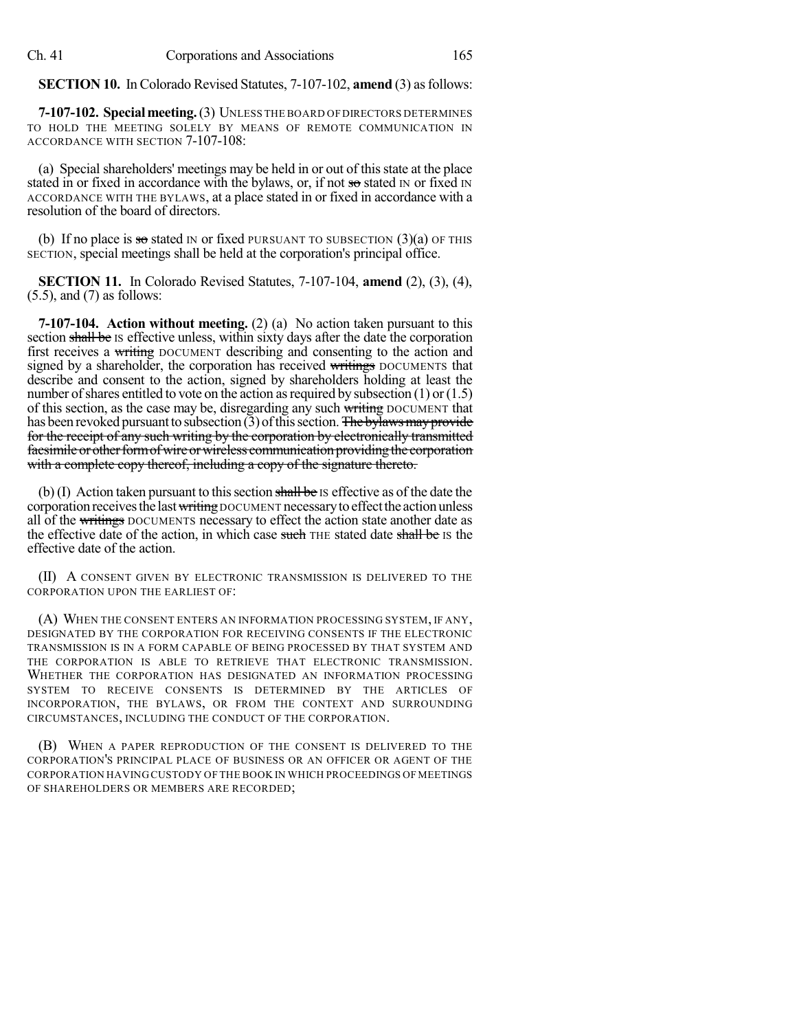**SECTION 10.** In Colorado Revised Statutes, 7-107-102, **amend** (3) as follows:

**7-107-102. Special meeting.** (3) UNLESS THE BOARD OF DIRECTORS DETERMINES TO HOLD THE MEETING SOLELY BY MEANS OF REMOTE COMMUNICATION IN ACCORDANCE WITH SECTION 7-107-108:

(a) Special shareholders' meetings may be held in or out of this state at the place stated in or fixed in accordance with the bylaws, or, if not ~~so~~ stated IN or fixed IN ACCORDANCE WITH THE BYLAWS, at a place stated in or fixed in accordance with a resolution of the board of directors.

(b) If no place is ~~so~~ stated IN or fixed PURSUANT TO SUBSECTION (3)(a) OF THIS SECTION, special meetings shall be held at the corporation's principal office.

**SECTION 11.** In Colorado Revised Statutes, 7-107-104, **amend** (2), (3), (4), (5.5), and (7) as follows:

**7-107-104. Action without meeting.** (2) (a) No action taken pursuant to this section ~~shall be~~ IS effective unless, within sixty days after the date the corporation first receives a ~~writing~~ DOCUMENT describing and consenting to the action and signed by a shareholder, the corporation has received ~~writings~~ DOCUMENTS that describe and consent to the action, signed by shareholders holding at least the number of shares entitled to vote on the action as required by subsection (1) or (1.5) of this section, as the case may be, disregarding any such ~~writing~~ DOCUMENT that has been revoked pursuant to subsection (3) of this section. ~~The bylaws may provide for the receipt of any such writing by the corporation by electronically transmitted facsimile or other form of wire or wireless communication providing the corporation with a complete copy thereof, including a copy of the signature thereto.~~

(b) (I) Action taken pursuant to this section ~~shall be~~ IS effective as of the date the corporation receives the last ~~writing~~ DOCUMENT necessary to effect the action unless all of the ~~writings~~ DOCUMENTS necessary to effect the action state another date as the effective date of the action, in which case ~~such~~ THE stated date ~~shall be~~ IS the effective date of the action.

(II) A CONSENT GIVEN BY ELECTRONIC TRANSMISSION IS DELIVERED TO THE CORPORATION UPON THE EARLIEST OF:

(A) WHEN THE CONSENT ENTERS AN INFORMATION PROCESSING SYSTEM, IF ANY, DESIGNATED BY THE CORPORATION FOR RECEIVING CONSENTS IF THE ELECTRONIC TRANSMISSION IS IN A FORM CAPABLE OF BEING PROCESSED BY THAT SYSTEM AND THE CORPORATION IS ABLE TO RETRIEVE THAT ELECTRONIC TRANSMISSION. WHETHER THE CORPORATION HAS DESIGNATED AN INFORMATION PROCESSING SYSTEM TO RECEIVE CONSENTS IS DETERMINED BY THE ARTICLES OF INCORPORATION, THE BYLAWS, OR FROM THE CONTEXT AND SURROUNDING CIRCUMSTANCES, INCLUDING THE CONDUCT OF THE CORPORATION.

(B) WHEN A PAPER REPRODUCTION OF THE CONSENT IS DELIVERED TO THE CORPORATION'S PRINCIPAL PLACE OF BUSINESS OR AN OFFICER OR AGENT OF THE CORPORATION HAVING CUSTODY OF THE BOOK IN WHICH PROCEEDINGS OF MEETINGS OF SHAREHOLDERS OR MEMBERS ARE RECORDED;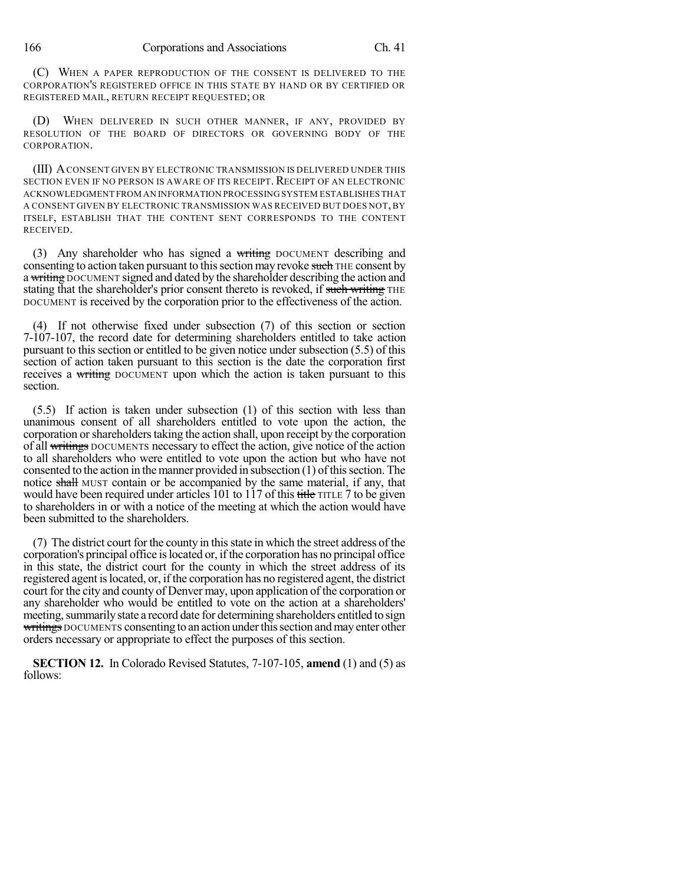(C) WHEN A PAPER REPRODUCTION OF THE CONSENT IS DELIVERED TO THE CORPORATION'S REGISTERED OFFICE IN THIS STATE BY HAND OR BY CERTIFIED OR REGISTERED MAIL, RETURN RECEIPT REQUESTED; OR

(D) WHEN DELIVERED IN SUCH OTHER MANNER, IF ANY, PROVIDED BY RESOLUTION OF THE BOARD OF DIRECTORS OR GOVERNING BODY OF THE CORPORATION.

(III) A CONSENT GIVEN BY ELECTRONIC TRANSMISSION IS DELIVERED UNDER THIS SECTION EVEN IF NO PERSON IS AWARE OF ITS RECEIPT. RECEIPT OF AN ELECTRONIC ACKNOWLEDGMENT FROM AN INFORMATION PROCESSING SYSTEM ESTABLISHES THAT A CONSENT GIVEN BY ELECTRONIC TRANSMISSION WAS RECEIVED BUT DOES NOT, BY ITSELF, ESTABLISH THAT THE CONTENT SENT CORRESPONDS TO THE CONTENT RECEIVED.

(3) Any shareholder who has signed a ~~writing~~ DOCUMENT describing and consenting to action taken pursuant to this section may revoke ~~such~~ THE consent by a ~~writing~~ DOCUMENT signed and dated by the shareholder describing the action and stating that the shareholder's prior consent thereto is revoked, if ~~such writing~~ THE DOCUMENT is received by the corporation prior to the effectiveness of the action.

(4) If not otherwise fixed under subsection (7) of this section or section 7-107-107, the record date for determining shareholders entitled to take action pursuant to this section or entitled to be given notice under subsection (5.5) of this section of action taken pursuant to this section is the date the corporation first receives a ~~writing~~ DOCUMENT upon which the action is taken pursuant to this section.

(5.5) If action is taken under subsection (1) of this section with less than unanimous consent of all shareholders entitled to vote upon the action, the corporation or shareholders taking the action shall, upon receipt by the corporation of all ~~writings~~ DOCUMENTS necessary to effect the action, give notice of the action to all shareholders who were entitled to vote upon the action but who have not consented to the action in the manner provided in subsection (1) of this section. The notice ~~shall~~ MUST contain or be accompanied by the same material, if any, that would have been required under articles 101 to 117 of this ~~title~~ TITLE 7 to be given to shareholders in or with a notice of the meeting at which the action would have been submitted to the shareholders.

(7) The district court for the county in this state in which the street address of the corporation's principal office is located or, if the corporation has no principal office in this state, the district court for the county in which the street address of its registered agent is located, or, if the corporation has no registered agent, the district court for the city and county of Denver may, upon application of the corporation or any shareholder who would be entitled to vote on the action at a shareholders' meeting, summarily state a record date for determining shareholders entitled to sign ~~writings~~ DOCUMENTS consenting to an action under this section and may enter other orders necessary or appropriate to effect the purposes of this section.

**SECTION 12.** In Colorado Revised Statutes, 7-107-105, **amend** (1) and (5) as follows: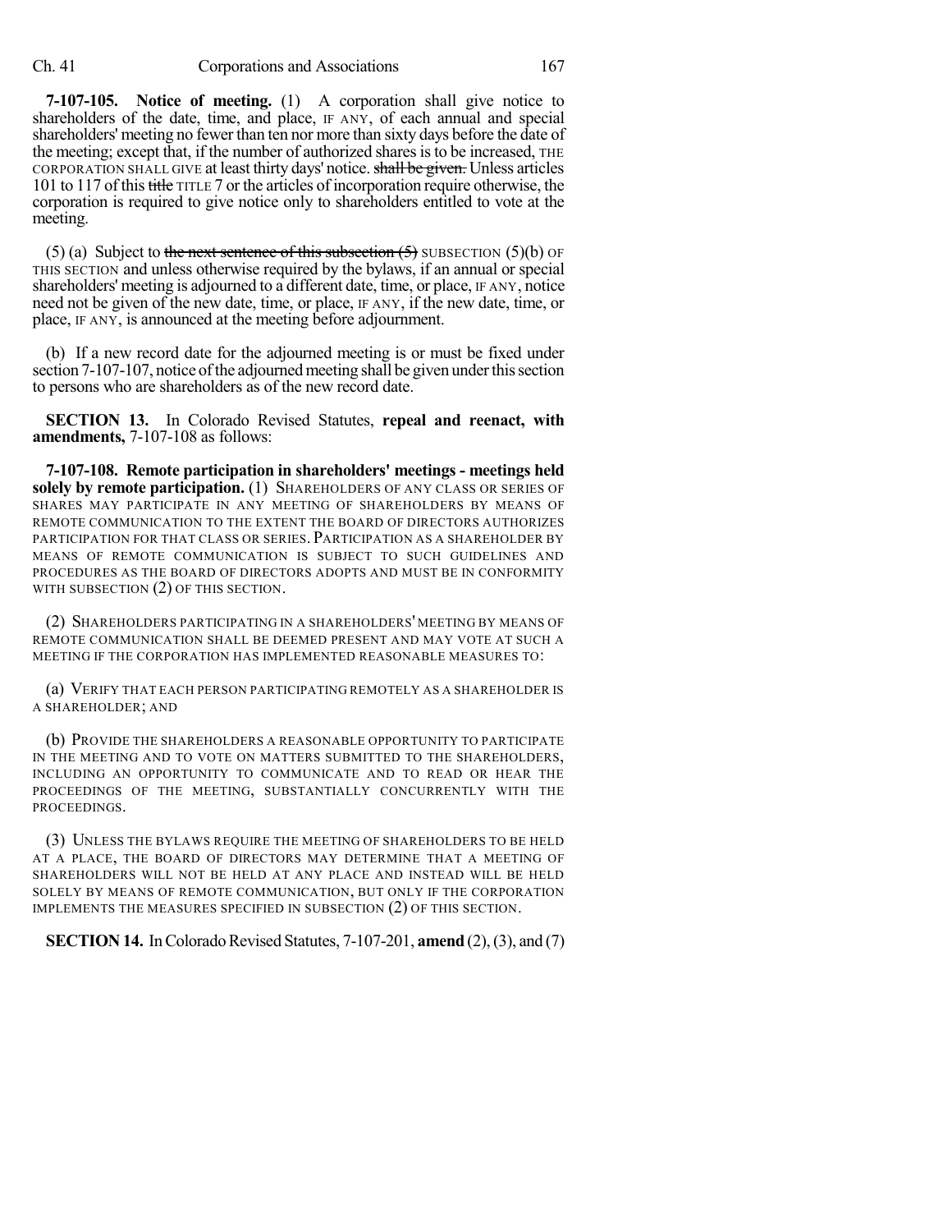**7-107-105. Notice of meeting.** (1) A corporation shall give notice to shareholders of the date, time, and place, IF ANY, of each annual and special shareholders' meeting no fewer than ten nor more than sixty days before the date of the meeting; except that, if the number of authorized shares is to be increased, THE CORPORATION SHALL GIVE at least thirty days' notice. ~~shall be given.~~ Unless articles 101 to 117 of this ~~title~~ TITLE 7 or the articles of incorporation require otherwise, the corporation is required to give notice only to shareholders entitled to vote at the meeting.

(5) (a) Subject to ~~the next sentence of this subsection (5)~~ SUBSECTION (5)(b) OF THIS SECTION and unless otherwise required by the bylaws, if an annual or special shareholders' meeting is adjourned to a different date, time, or place, IF ANY, notice need not be given of the new date, time, or place, IF ANY, if the new date, time, or place, IF ANY, is announced at the meeting before adjournment.

(b) If a new record date for the adjourned meeting is or must be fixed under section 7-107-107, notice of the adjourned meeting shall be given under this section to persons who are shareholders as of the new record date.

**SECTION 13.** In Colorado Revised Statutes, **repeal and reenact, with amendments,** 7-107-108 as follows:

**7-107-108. Remote participation in shareholders' meetings - meetings held solely by remote participation.** (1) SHAREHOLDERS OF ANY CLASS OR SERIES OF SHARES MAY PARTICIPATE IN ANY MEETING OF SHAREHOLDERS BY MEANS OF REMOTE COMMUNICATION TO THE EXTENT THE BOARD OF DIRECTORS AUTHORIZES PARTICIPATION FOR THAT CLASS OR SERIES. PARTICIPATION AS A SHAREHOLDER BY MEANS OF REMOTE COMMUNICATION IS SUBJECT TO SUCH GUIDELINES AND PROCEDURES AS THE BOARD OF DIRECTORS ADOPTS AND MUST BE IN CONFORMITY WITH SUBSECTION (2) OF THIS SECTION.

(2) SHAREHOLDERS PARTICIPATING IN A SHAREHOLDERS' MEETING BY MEANS OF REMOTE COMMUNICATION SHALL BE DEEMED PRESENT AND MAY VOTE AT SUCH A MEETING IF THE CORPORATION HAS IMPLEMENTED REASONABLE MEASURES TO:

(a) VERIFY THAT EACH PERSON PARTICIPATING REMOTELY AS A SHAREHOLDER IS A SHAREHOLDER; AND

(b) PROVIDE THE SHAREHOLDERS A REASONABLE OPPORTUNITY TO PARTICIPATE IN THE MEETING AND TO VOTE ON MATTERS SUBMITTED TO THE SHAREHOLDERS, INCLUDING AN OPPORTUNITY TO COMMUNICATE AND TO READ OR HEAR THE PROCEEDINGS OF THE MEETING, SUBSTANTIALLY CONCURRENTLY WITH THE PROCEEDINGS.

(3) UNLESS THE BYLAWS REQUIRE THE MEETING OF SHAREHOLDERS TO BE HELD AT A PLACE, THE BOARD OF DIRECTORS MAY DETERMINE THAT A MEETING OF SHAREHOLDERS WILL NOT BE HELD AT ANY PLACE AND INSTEAD WILL BE HELD SOLELY BY MEANS OF REMOTE COMMUNICATION, BUT ONLY IF THE CORPORATION IMPLEMENTS THE MEASURES SPECIFIED IN SUBSECTION (2) OF THIS SECTION.

**SECTION 14.** In Colorado Revised Statutes, 7-107-201, **amend** (2), (3), and (7)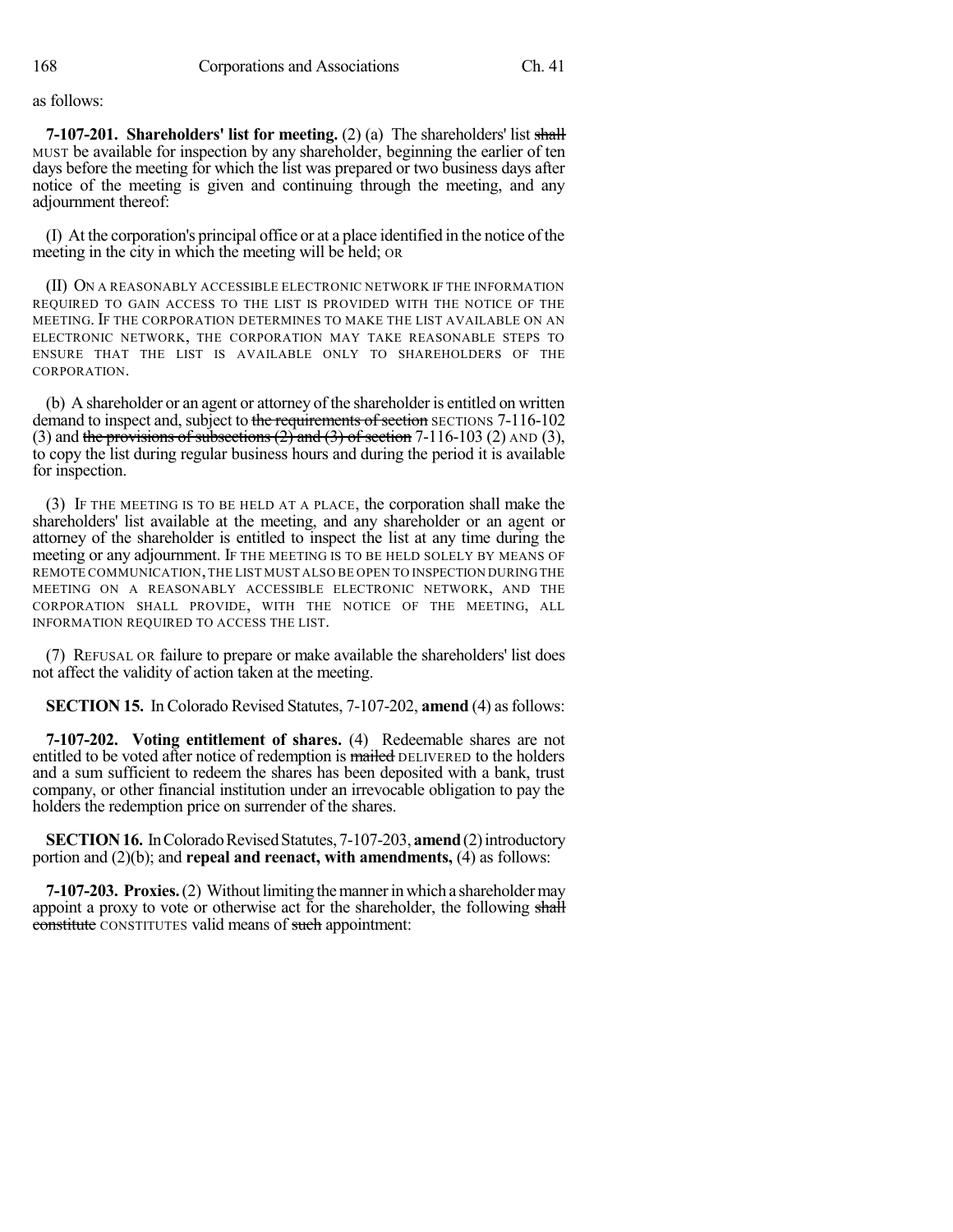as follows:

**7-107-201. Shareholders' list for meeting.** (2) (a) The shareholders' list ~~shall~~ MUST be available for inspection by any shareholder, beginning the earlier of ten days before the meeting for which the list was prepared or two business days after notice of the meeting is given and continuing through the meeting, and any adjournment thereof:

(I) At the corporation's principal office or at a place identified in the notice of the meeting in the city in which the meeting will be held; OR

(II) ON A REASONABLY ACCESSIBLE ELECTRONIC NETWORK IF THE INFORMATION REQUIRED TO GAIN ACCESS TO THE LIST IS PROVIDED WITH THE NOTICE OF THE MEETING. IF THE CORPORATION DETERMINES TO MAKE THE LIST AVAILABLE ON AN ELECTRONIC NETWORK, THE CORPORATION MAY TAKE REASONABLE STEPS TO ENSURE THAT THE LIST IS AVAILABLE ONLY TO SHAREHOLDERS OF THE CORPORATION.

(b) A shareholder or an agent or attorney of the shareholder is entitled on written demand to inspect and, subject to ~~the requirements of section~~ SECTIONS 7-116-102 (3) and ~~the provisions of subsections (2) and (3) of section~~ 7-116-103 (2) AND (3), to copy the list during regular business hours and during the period it is available for inspection.

(3) IF THE MEETING IS TO BE HELD AT A PLACE, the corporation shall make the shareholders' list available at the meeting, and any shareholder or an agent or attorney of the shareholder is entitled to inspect the list at any time during the meeting or any adjournment. IF THE MEETING IS TO BE HELD SOLELY BY MEANS OF REMOTE COMMUNICATION, THE LIST MUST ALSO BE OPEN TO INSPECTION DURING THE MEETING ON A REASONABLY ACCESSIBLE ELECTRONIC NETWORK, AND THE CORPORATION SHALL PROVIDE, WITH THE NOTICE OF THE MEETING, ALL INFORMATION REQUIRED TO ACCESS THE LIST.

(7) REFUSAL OR failure to prepare or make available the shareholders' list does not affect the validity of action taken at the meeting.

**SECTION 15.** In Colorado Revised Statutes, 7-107-202, **amend** (4) as follows:

**7-107-202. Voting entitlement of shares.** (4) Redeemable shares are not entitled to be voted after notice of redemption is ~~mailed~~ DELIVERED to the holders and a sum sufficient to redeem the shares has been deposited with a bank, trust company, or other financial institution under an irrevocable obligation to pay the holders the redemption price on surrender of the shares.

**SECTION 16.** In Colorado Revised Statutes, 7-107-203, **amend** (2) introductory portion and (2)(b); and **repeal and reenact, with amendments,** (4) as follows:

**7-107-203. Proxies.** (2) Without limiting the manner in which a shareholder may appoint a proxy to vote or otherwise act for the shareholder, the following ~~shall constitute~~ CONSTITUTES valid means of ~~such~~ appointment: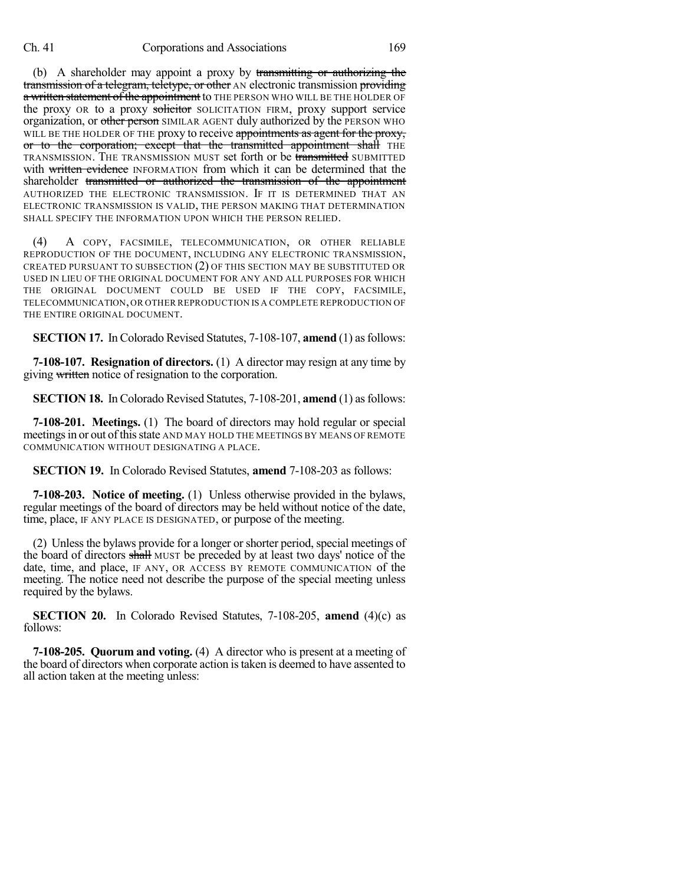(b) A shareholder may appoint a proxy by ~~transmitting or authorizing the transmission of a telegram, teletype, or other~~ AN electronic transmission ~~providing a written statement of the appointment~~ to THE PERSON WHO WILL BE THE HOLDER OF the proxy OR to a proxy ~~solicitor~~ SOLICITATION FIRM, proxy support service organization, or ~~other person~~ SIMILAR AGENT duly authorized by the PERSON WHO WILL BE THE HOLDER OF THE proxy to receive ~~appointments as agent for the proxy, or to the corporation; except that the transmitted appointment shall~~ THE TRANSMISSION. THE TRANSMISSION MUST set forth or be ~~transmitted~~ SUBMITTED with ~~written evidence~~ INFORMATION from which it can be determined that the shareholder ~~transmitted or authorized the transmission of the appointment~~ AUTHORIZED THE ELECTRONIC TRANSMISSION. IF IT IS DETERMINED THAT AN ELECTRONIC TRANSMISSION IS VALID, THE PERSON MAKING THAT DETERMINATION SHALL SPECIFY THE INFORMATION UPON WHICH THE PERSON RELIED.

(4) A COPY, FACSIMILE, TELECOMMUNICATION, OR OTHER RELIABLE REPRODUCTION OF THE DOCUMENT, INCLUDING ANY ELECTRONIC TRANSMISSION, CREATED PURSUANT TO SUBSECTION (2) OF THIS SECTION MAY BE SUBSTITUTED OR USED IN LIEU OF THE ORIGINAL DOCUMENT FOR ANY AND ALL PURPOSES FOR WHICH THE ORIGINAL DOCUMENT COULD BE USED IF THE COPY, FACSIMILE, TELECOMMUNICATION, OR OTHER REPRODUCTION IS A COMPLETE REPRODUCTION OF THE ENTIRE ORIGINAL DOCUMENT.

**SECTION 17.** In Colorado Revised Statutes, 7-108-107, **amend** (1) as follows:

**7-108-107. Resignation of directors.** (1) A director may resign at any time by giving ~~written~~ notice of resignation to the corporation.

**SECTION 18.** In Colorado Revised Statutes, 7-108-201, **amend** (1) as follows:

**7-108-201. Meetings.** (1) The board of directors may hold regular or special meetings in or out of this state AND MAY HOLD THE MEETINGS BY MEANS OF REMOTE COMMUNICATION WITHOUT DESIGNATING A PLACE.

**SECTION 19.** In Colorado Revised Statutes, **amend** 7-108-203 as follows:

**7-108-203. Notice of meeting.** (1) Unless otherwise provided in the bylaws, regular meetings of the board of directors may be held without notice of the date, time, place, IF ANY PLACE IS DESIGNATED, or purpose of the meeting.

(2) Unless the bylaws provide for a longer or shorter period, special meetings of the board of directors ~~shall~~ MUST be preceded by at least two days' notice of the date, time, and place, IF ANY, OR ACCESS BY REMOTE COMMUNICATION of the meeting. The notice need not describe the purpose of the special meeting unless required by the bylaws.

**SECTION 20.** In Colorado Revised Statutes, 7-108-205, **amend** (4)(c) as follows:

**7-108-205. Quorum and voting.** (4) A director who is present at a meeting of the board of directors when corporate action is taken is deemed to have assented to all action taken at the meeting unless: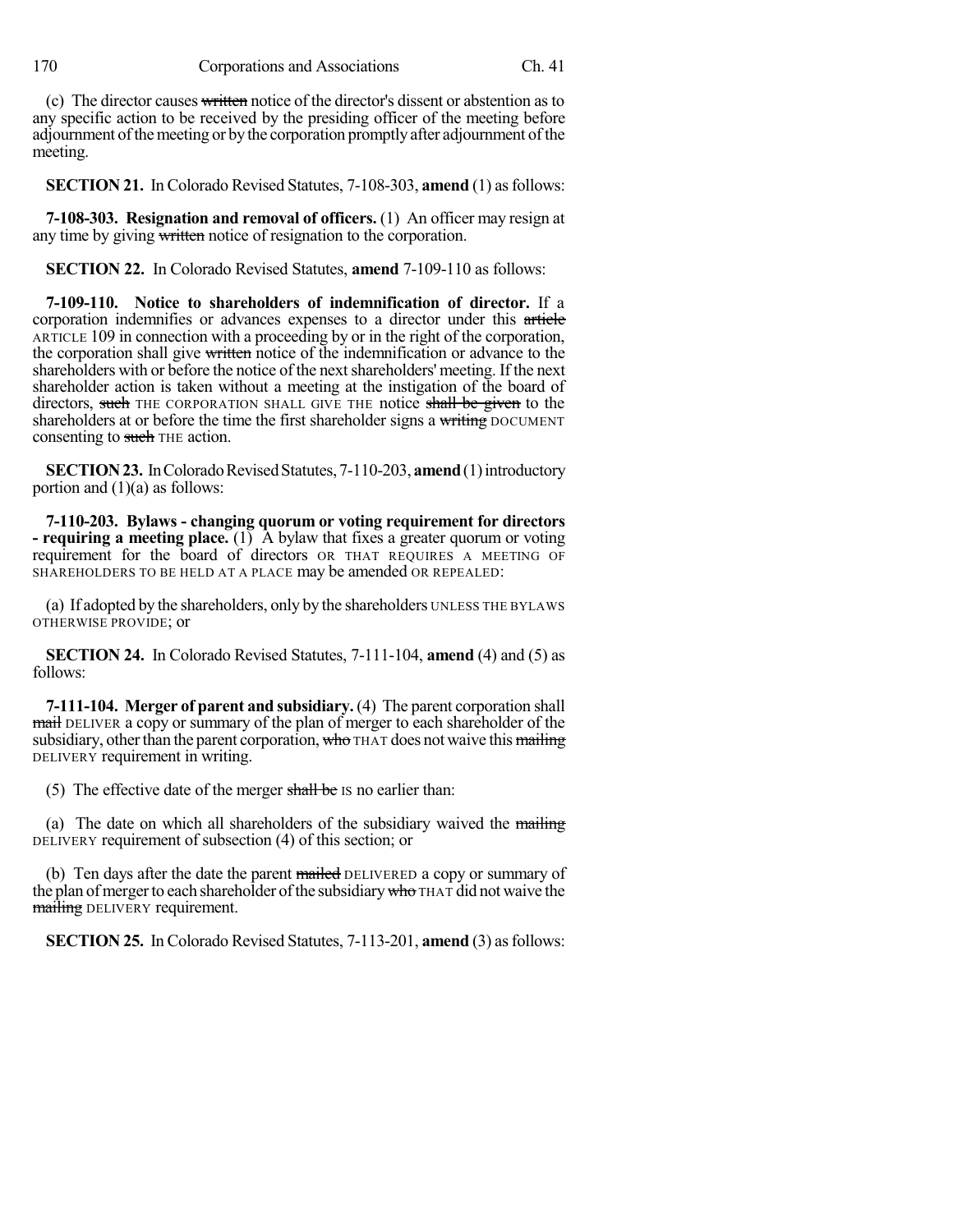(c) The director causes ~~written~~ notice of the director's dissent or abstention as to any specific action to be received by the presiding officer of the meeting before adjournment of the meeting or by the corporation promptly after adjournment of the meeting.

**SECTION 21.** In Colorado Revised Statutes, 7-108-303, **amend** (1) as follows:

**7-108-303. Resignation and removal of officers.** (1) An officer may resign at any time by giving ~~written~~ notice of resignation to the corporation.

**SECTION 22.** In Colorado Revised Statutes, **amend** 7-109-110 as follows:

**7-109-110. Notice to shareholders of indemnification of director.** If a corporation indemnifies or advances expenses to a director under this ~~article~~ ARTICLE 109 in connection with a proceeding by or in the right of the corporation, the corporation shall give ~~written~~ notice of the indemnification or advance to the shareholders with or before the notice of the next shareholders' meeting. If the next shareholder action is taken without a meeting at the instigation of the board of directors, ~~such~~ THE CORPORATION SHALL GIVE THE notice ~~shall be given~~ to the shareholders at or before the time the first shareholder signs a ~~writing~~ DOCUMENT consenting to ~~such~~ THE action.

**SECTION 23.** In Colorado Revised Statutes, 7-110-203, **amend** (1) introductory portion and (1)(a) as follows:

**7-110-203. Bylaws - changing quorum or voting requirement for directors - requiring a meeting place.** (1) A bylaw that fixes a greater quorum or voting requirement for the board of directors OR THAT REQUIRES A MEETING OF SHAREHOLDERS TO BE HELD AT A PLACE may be amended OR REPEALED:

(a) If adopted by the shareholders, only by the shareholders UNLESS THE BYLAWS OTHERWISE PROVIDE; or

**SECTION 24.** In Colorado Revised Statutes, 7-111-104, **amend** (4) and (5) as follows:

**7-111-104. Merger of parent and subsidiary.** (4) The parent corporation shall ~~mail~~ DELIVER a copy or summary of the plan of merger to each shareholder of the subsidiary, other than the parent corporation, ~~who~~ THAT does not waive this ~~mailing~~ DELIVERY requirement in writing.

(5) The effective date of the merger ~~shall be~~ IS no earlier than:

(a) The date on which all shareholders of the subsidiary waived the ~~mailing~~ DELIVERY requirement of subsection (4) of this section; or

(b) Ten days after the date the parent ~~mailed~~ DELIVERED a copy or summary of the plan of merger to each shareholder of the subsidiary ~~who~~ THAT did not waive the ~~mailing~~ DELIVERY requirement.

**SECTION 25.** In Colorado Revised Statutes, 7-113-201, **amend** (3) as follows: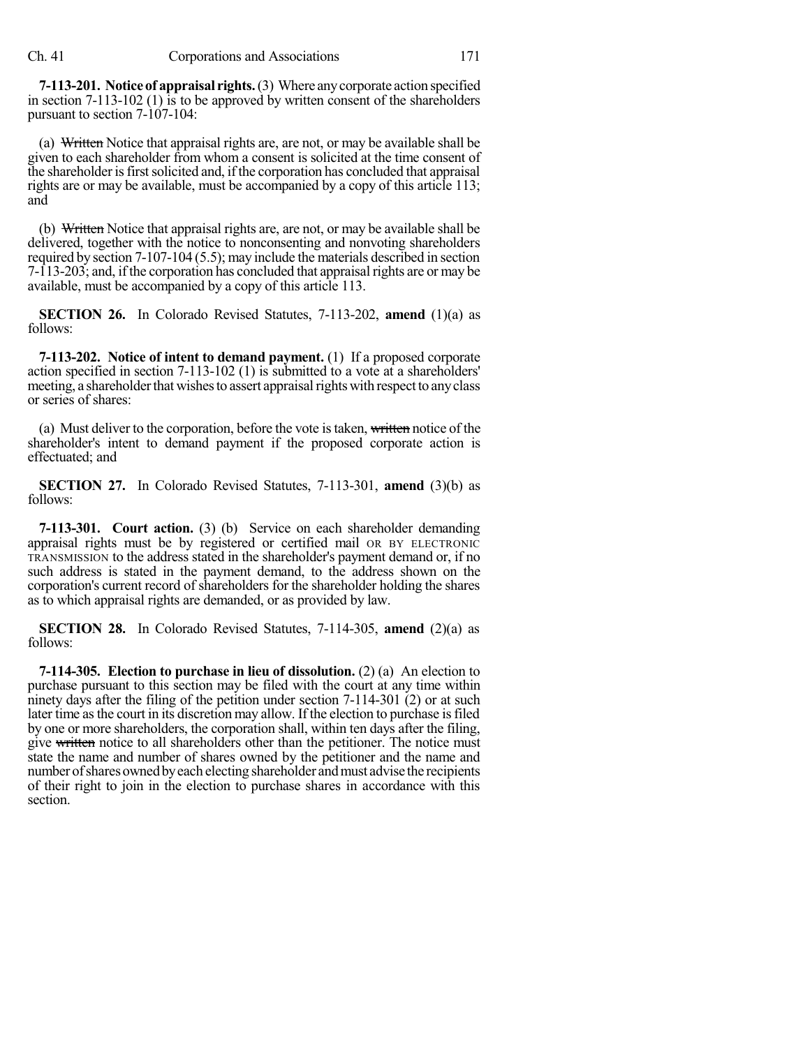**7-113-201. Notice of appraisal rights.** (3) Where any corporate action specified in section 7-113-102 (1) is to be approved by written consent of the shareholders pursuant to section 7-107-104:

(a) ~~Written~~ Notice that appraisal rights are, are not, or may be available shall be given to each shareholder from whom a consent is solicited at the time consent of the shareholder is first solicited and, if the corporation has concluded that appraisal rights are or may be available, must be accompanied by a copy of this article 113; and

(b) ~~Written~~ Notice that appraisal rights are, are not, or may be available shall be delivered, together with the notice to nonconsenting and nonvoting shareholders required by section 7-107-104 (5.5); may include the materials described in section 7-113-203; and, if the corporation has concluded that appraisal rights are or may be available, must be accompanied by a copy of this article 113.

**SECTION 26.** In Colorado Revised Statutes, 7-113-202, **amend** (1)(a) as follows:

**7-113-202. Notice of intent to demand payment.** (1) If a proposed corporate action specified in section 7-113-102 (1) is submitted to a vote at a shareholders' meeting, a shareholder that wishes to assert appraisal rights with respect to any class or series of shares:

(a) Must deliver to the corporation, before the vote is taken, ~~written~~ notice of the shareholder's intent to demand payment if the proposed corporate action is effectuated; and

**SECTION 27.** In Colorado Revised Statutes, 7-113-301, **amend** (3)(b) as follows:

**7-113-301. Court action.** (3) (b) Service on each shareholder demanding appraisal rights must be by registered or certified mail OR BY ELECTRONIC TRANSMISSION to the address stated in the shareholder's payment demand or, if no such address is stated in the payment demand, to the address shown on the corporation's current record of shareholders for the shareholder holding the shares as to which appraisal rights are demanded, or as provided by law.

**SECTION 28.** In Colorado Revised Statutes, 7-114-305, **amend** (2)(a) as follows:

**7-114-305. Election to purchase in lieu of dissolution.** (2) (a) An election to purchase pursuant to this section may be filed with the court at any time within ninety days after the filing of the petition under section 7-114-301 (2) or at such later time as the court in its discretion may allow. If the election to purchase is filed by one or more shareholders, the corporation shall, within ten days after the filing, give ~~written~~ notice to all shareholders other than the petitioner. The notice must state the name and number of shares owned by the petitioner and the name and number of shares owned by each electing shareholder and must advise the recipients of their right to join in the election to purchase shares in accordance with this section.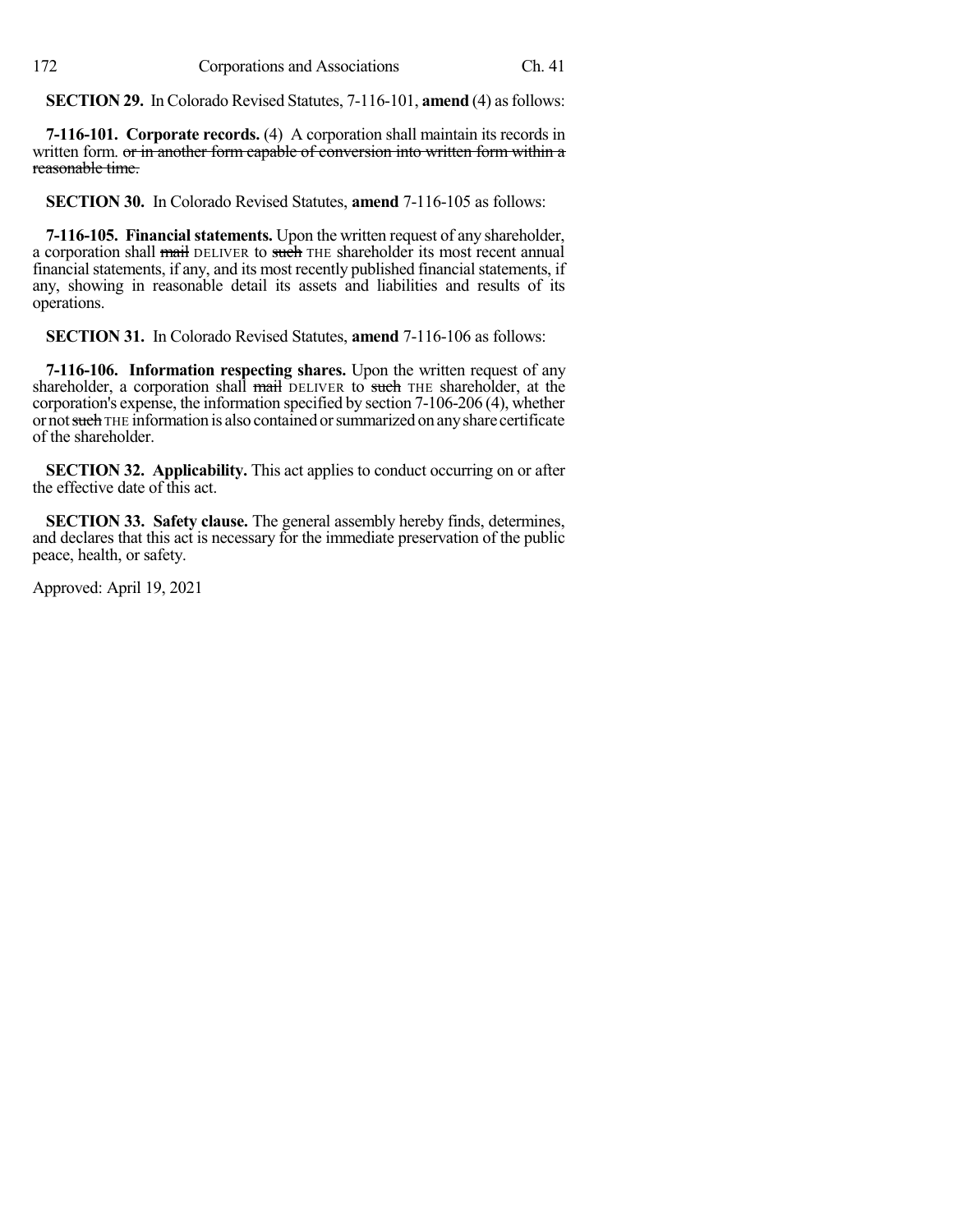**SECTION 29.** In Colorado Revised Statutes, 7-116-101, **amend** (4) as follows:

**7-116-101. Corporate records.** (4) A corporation shall maintain its records in written form. ~~or in another form capable of conversion into written form within a reasonable time.~~

**SECTION 30.** In Colorado Revised Statutes, **amend** 7-116-105 as follows:

**7-116-105. Financial statements.** Upon the written request of any shareholder, a corporation shall ~~mail~~ DELIVER to ~~such~~ THE shareholder its most recent annual financial statements, if any, and its most recently published financial statements, if any, showing in reasonable detail its assets and liabilities and results of its operations.

**SECTION 31.** In Colorado Revised Statutes, **amend** 7-116-106 as follows:

**7-116-106. Information respecting shares.** Upon the written request of any shareholder, a corporation shall ~~mail~~ DELIVER to ~~such~~ THE shareholder, at the corporation's expense, the information specified by section 7-106-206 (4), whether or not ~~such~~ THE information is also contained or summarized on any share certificate of the shareholder.

**SECTION 32. Applicability.** This act applies to conduct occurring on or after the effective date of this act.

**SECTION 33. Safety clause.** The general assembly hereby finds, determines, and declares that this act is necessary for the immediate preservation of the public peace, health, or safety.

Approved: April 19, 2021